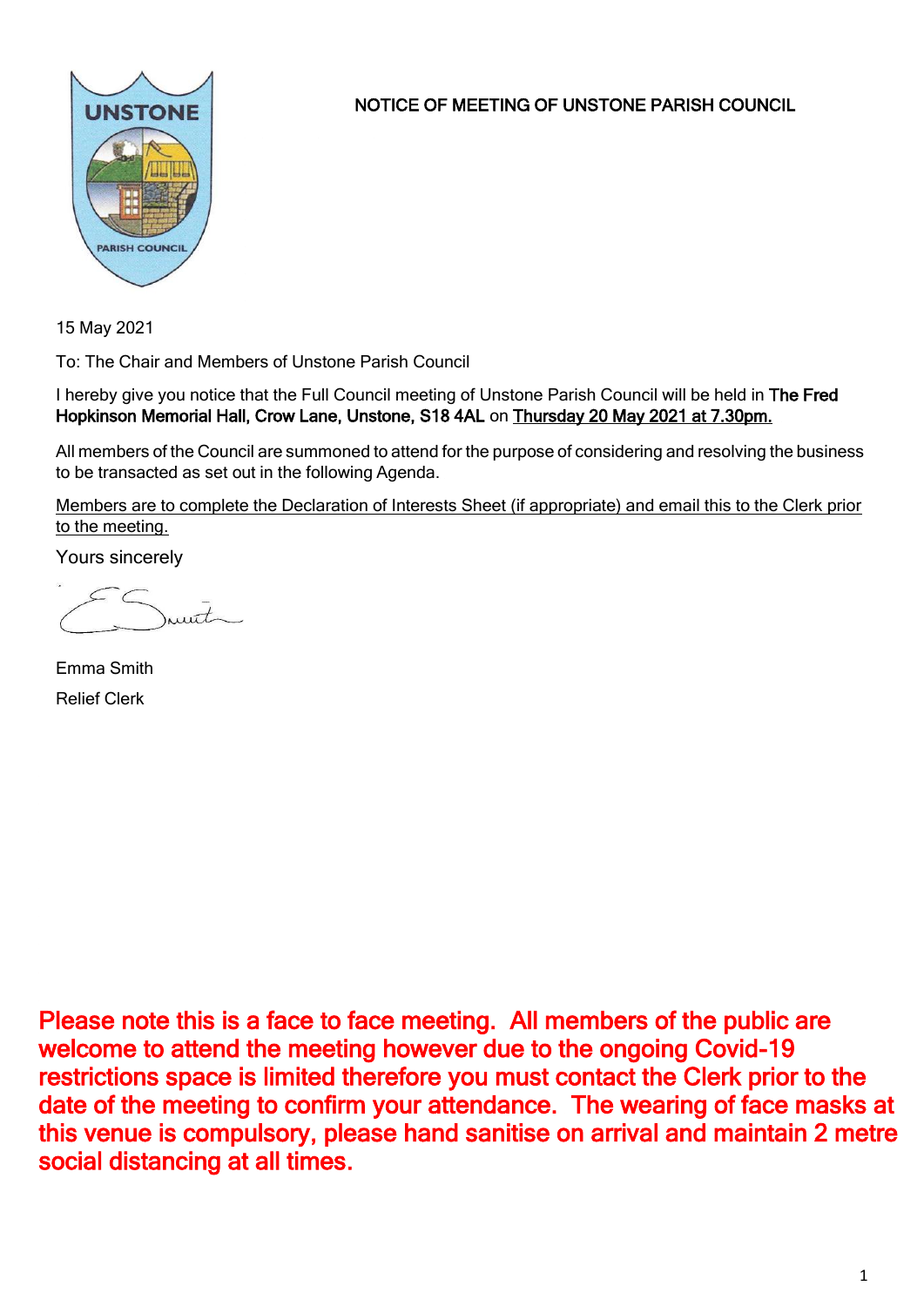# NOTICE OF MEETING OF UNSTONE PARISH COUNCIL

15 May 2021

To: The Chair and Members of Unstone Parish Council

I hereby give you notice that the Full Council meeting of Unstone Parish Council will be held in **The Fred Hopkinson Memorial Hall, Crow Lane, Unstone, S18 4AL** on <u>Thursday 20 May 2021 at 7.30pm.</u>

All members of the Council are summoned to attend for the purpose of considering and resolving the business to be transacted as set out in the following Agenda.

<u>Members are to complete the Declaration of Interests Sheet (if appropriate) and email this to the Clerk prior to the meeting.</u>

Yours sincerely

Emma Smith

Relief Clerk

**Please note this is a face to face meeting. All members of the public are welcome to attend the meeting however due to the ongoing Covid-19 restrictions space is limited therefore you must contact the Clerk prior to the date of the meeting to confirm your attendance. The wearing of face masks at this venue is compulsory, please hand sanitise on arrival and maintain 2 metre social distancing at all times.**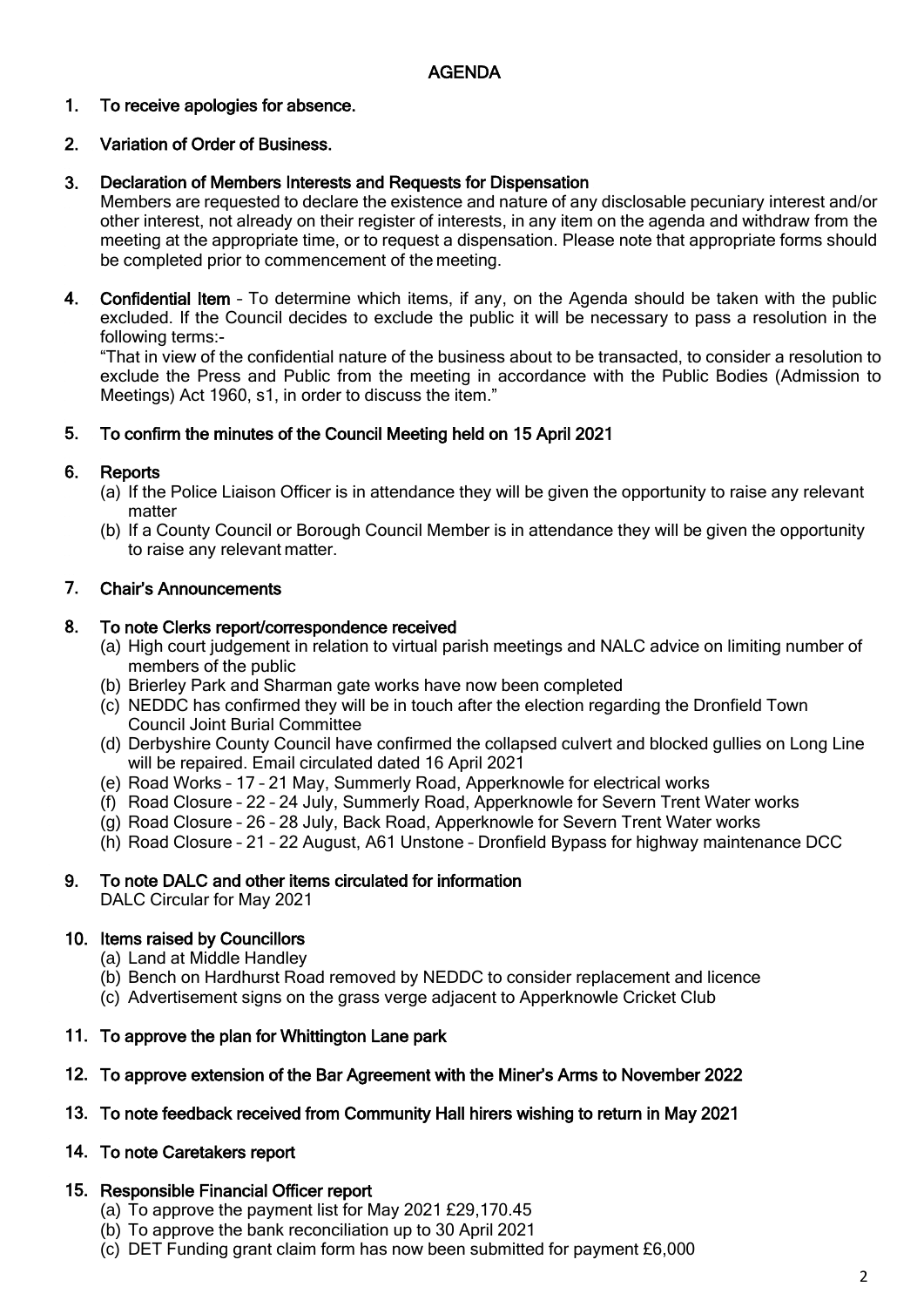# AGENDA

**1. To receive apologies for absence.**

**2. Variation of Order of Business.**

**3. Declaration of Members Interests and Requests for Dispensation**

Members are requested to declare the existence and nature of any disclosable pecuniary interest and/or other interest, not already on their register of interests, in any item on the agenda and withdraw from the meeting at the appropriate time, or to request a dispensation. Please note that appropriate forms should be completed prior to commencement of the meeting.

**4. Confidential Item** – To determine which items, if any, on the Agenda should be taken with the public excluded. If the Council decides to exclude the public it will be necessary to pass a resolution in the following terms:-

"That in view of the confidential nature of the business about to be transacted, to consider a resolution to exclude the Press and Public from the meeting in accordance with the Public Bodies (Admission to Meetings) Act 1960, s1, in order to discuss the item."

**5. To confirm the minutes of the Council Meeting held on 15 April 2021**

**6. Reports**

(a) If the Police Liaison Officer is in attendance they will be given the opportunity to raise any relevant matter
(b) If a County Council or Borough Council Member is in attendance they will be given the opportunity to raise any relevant matter.

**7. Chair's Announcements**

**8. To note Clerks report/correspondence received**

(a) High court judgement in relation to virtual parish meetings and NALC advice on limiting number of members of the public
(b) Brierley Park and Sharman gate works have now been completed
(c) NEDDC has confirmed they will be in touch after the election regarding the Dronfield Town Council Joint Burial Committee
(d) Derbyshire County Council have confirmed the collapsed culvert and blocked gullies on Long Line will be repaired. Email circulated dated 16 April 2021
(e) Road Works – 17 – 21 May, Summerly Road, Apperknowle for electrical works
(f) Road Closure – 22 – 24 July, Summerly Road, Apperknowle for Severn Trent Water works
(g) Road Closure – 26 – 28 July, Back Road, Apperknowle for Severn Trent Water works
(h) Road Closure – 21 – 22 August, A61 Unstone – Dronfield Bypass for highway maintenance DCC

**9. To note DALC and other items circulated for information**

DALC Circular for May 2021

**10. Items raised by Councillors**

(a) Land at Middle Handley
(b) Bench on Hardhurst Road removed by NEDDC to consider replacement and licence
(c) Advertisement signs on the grass verge adjacent to Apperknowle Cricket Club

**11. To approve the plan for Whittington Lane park**

**12. To approve extension of the Bar Agreement with the Miner's Arms to November 2022**

**13. To note feedback received from Community Hall hirers wishing to return in May 2021**

**14. To note Caretakers report**

**15. Responsible Financial Officer report**

(a) To approve the payment list for May 2021 £29,170.45
(b) To approve the bank reconciliation up to 30 April 2021
(c) DET Funding grant claim form has now been submitted for payment £6,000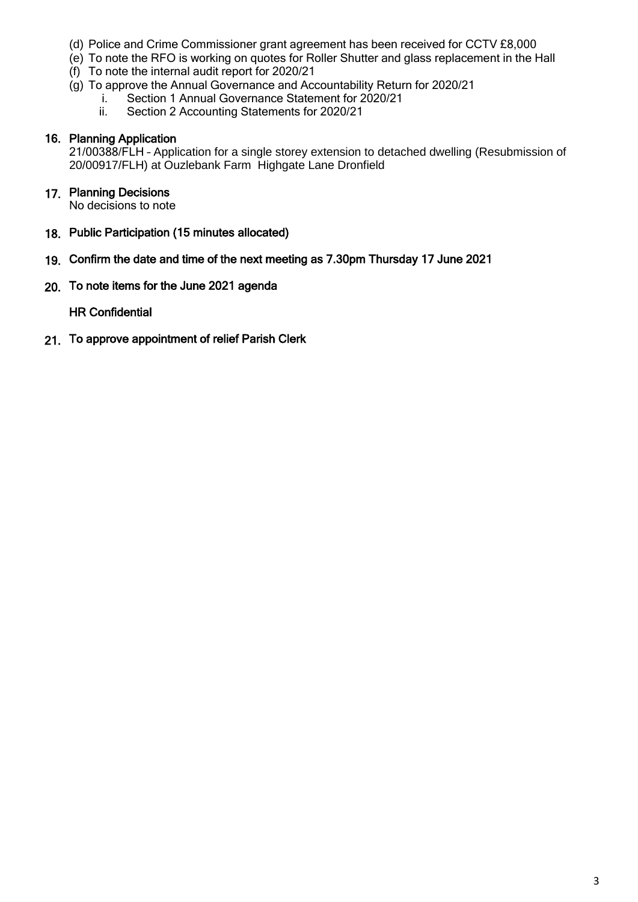(d) Police and Crime Commissioner grant agreement has been received for CCTV £8,000
(e) To note the RFO is working on quotes for Roller Shutter and glass replacement in the Hall
(f) To note the internal audit report for 2020/21
(g) To approve the Annual Governance and Accountability Return for 2020/21
    i. Section 1 Annual Governance Statement for 2020/21
    ii. Section 2 Accounting Statements for 2020/21

**16. Planning Application**

21/00388/FLH – Application for a single storey extension to detached dwelling (Resubmission of 20/00917/FLH) at Ouzlebank Farm Highgate Lane Dronfield

**17. Planning Decisions**

No decisions to note

**18. Public Participation (15 minutes allocated)**

**19. Confirm the date and time of the next meeting as 7.30pm Thursday 17 June 2021**

**20. To note items for the June 2021 agenda**

**HR Confidential**

**21. To approve appointment of relief Parish Clerk**